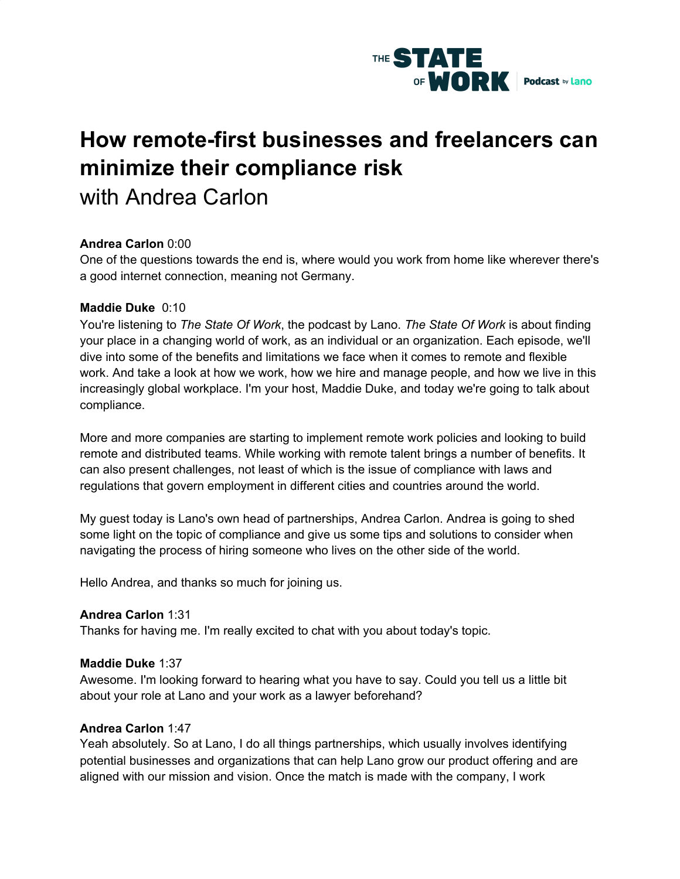# How remote-first businesses and freelancers can minimize their compliance risk

with Andrea Carlon

**Andrea Carlon** 0:00
One of the questions towards the end is, where would you work from home like wherever there's a good internet connection, meaning not Germany.

**Maddie Duke** 0:10
You're listening to *The State Of Work*, the podcast by Lano. *The State Of Work* is about finding your place in a changing world of work, as an individual or an organization. Each episode, we'll dive into some of the benefits and limitations we face when it comes to remote and flexible work. And take a look at how we work, how we hire and manage people, and how we live in this increasingly global workplace. I'm your host, Maddie Duke, and today we're going to talk about compliance.

More and more companies are starting to implement remote work policies and looking to build remote and distributed teams. While working with remote talent brings a number of benefits. It can also present challenges, not least of which is the issue of compliance with laws and regulations that govern employment in different cities and countries around the world.

My guest today is Lano's own head of partnerships, Andrea Carlon. Andrea is going to shed some light on the topic of compliance and give us some tips and solutions to consider when navigating the process of hiring someone who lives on the other side of the world.

Hello Andrea, and thanks so much for joining us.

**Andrea Carlon** 1:31
Thanks for having me. I'm really excited to chat with you about today's topic.

**Maddie Duke** 1:37
Awesome. I'm looking forward to hearing what you have to say. Could you tell us a little bit about your role at Lano and your work as a lawyer beforehand?

**Andrea Carlon** 1:47
Yeah absolutely. So at Lano, I do all things partnerships, which usually involves identifying potential businesses and organizations that can help Lano grow our product offering and are aligned with our mission and vision. Once the match is made with the company, I work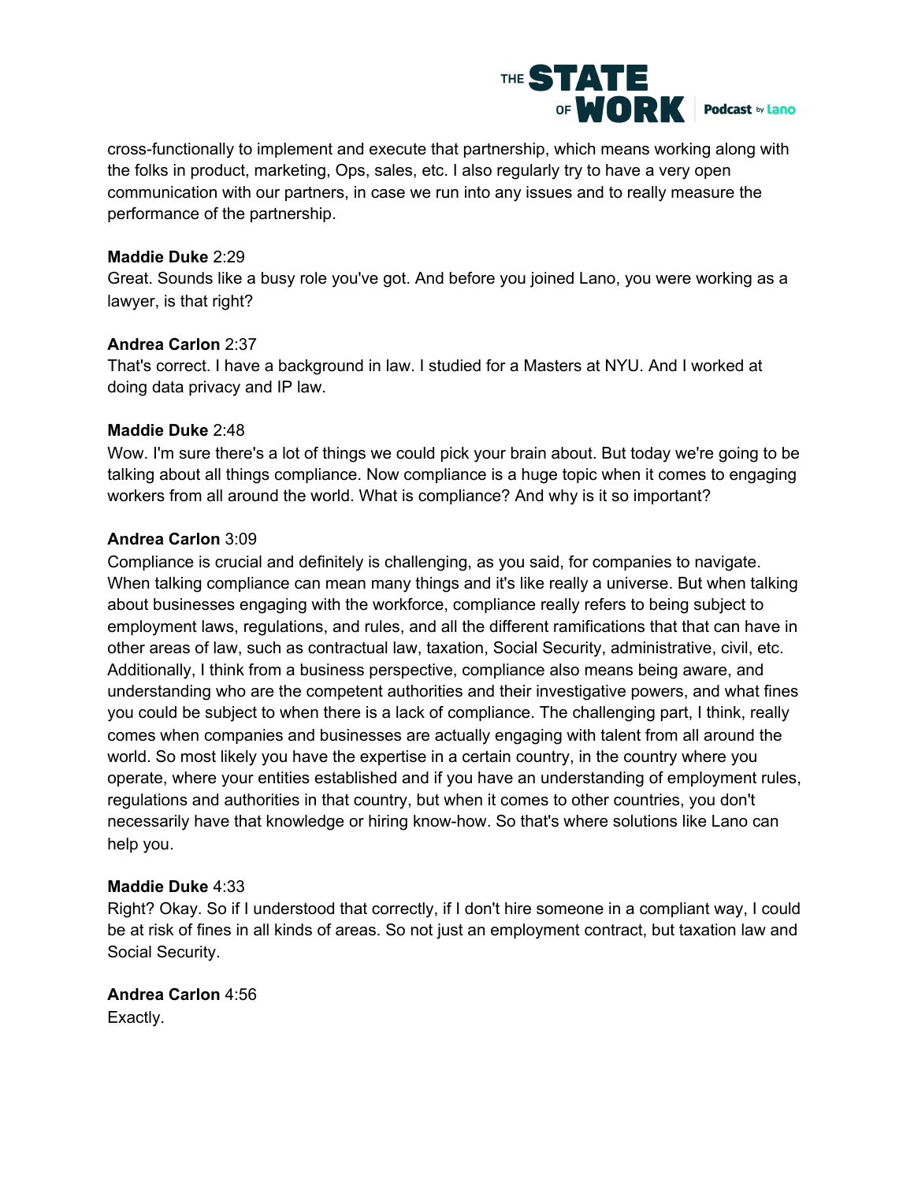cross-functionally to implement and execute that partnership, which means working along with the folks in product, marketing, Ops, sales, etc. I also regularly try to have a very open communication with our partners, in case we run into any issues and to really measure the performance of the partnership.

**Maddie Duke** 2:29
Great. Sounds like a busy role you've got. And before you joined Lano, you were working as a lawyer, is that right?

**Andrea Carlon** 2:37
That's correct. I have a background in law. I studied for a Masters at NYU. And I worked at doing data privacy and IP law.

**Maddie Duke** 2:48
Wow. I'm sure there's a lot of things we could pick your brain about. But today we're going to be talking about all things compliance. Now compliance is a huge topic when it comes to engaging workers from all around the world. What is compliance? And why is it so important?

**Andrea Carlon** 3:09
Compliance is crucial and definitely is challenging, as you said, for companies to navigate. When talking compliance can mean many things and it's like really a universe. But when talking about businesses engaging with the workforce, compliance really refers to being subject to employment laws, regulations, and rules, and all the different ramifications that that can have in other areas of law, such as contractual law, taxation, Social Security, administrative, civil, etc. Additionally, I think from a business perspective, compliance also means being aware, and understanding who are the competent authorities and their investigative powers, and what fines you could be subject to when there is a lack of compliance. The challenging part, I think, really comes when companies and businesses are actually engaging with talent from all around the world. So most likely you have the expertise in a certain country, in the country where you operate, where your entities established and if you have an understanding of employment rules, regulations and authorities in that country, but when it comes to other countries, you don't necessarily have that knowledge or hiring know-how. So that's where solutions like Lano can help you.

**Maddie Duke** 4:33
Right? Okay. So if I understood that correctly, if I don't hire someone in a compliant way, I could be at risk of fines in all kinds of areas. So not just an employment contract, but taxation law and Social Security.

**Andrea Carlon** 4:56
Exactly.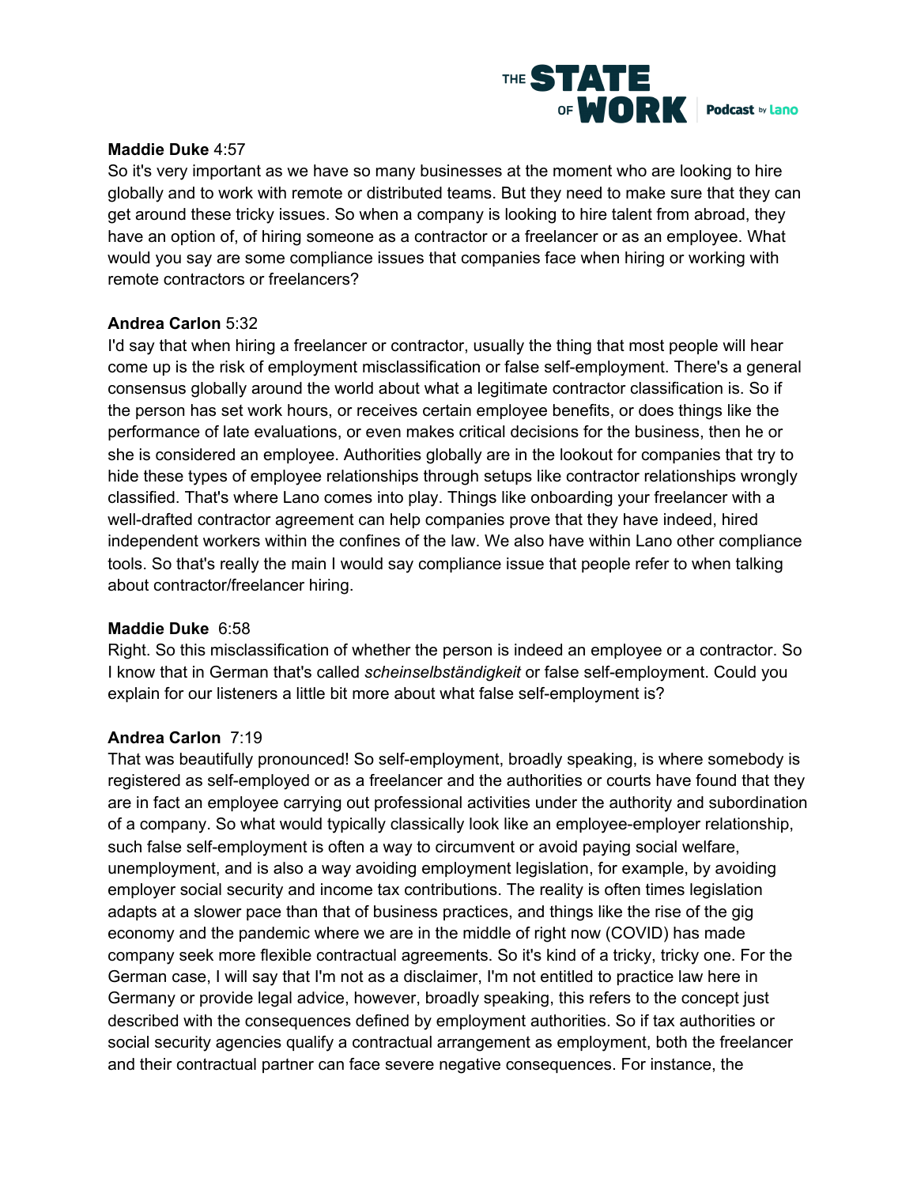**Maddie Duke** 4:57
So it's very important as we have so many businesses at the moment who are looking to hire globally and to work with remote or distributed teams. But they need to make sure that they can get around these tricky issues. So when a company is looking to hire talent from abroad, they have an option of, of hiring someone as a contractor or a freelancer or as an employee. What would you say are some compliance issues that companies face when hiring or working with remote contractors or freelancers?

**Andrea Carlon** 5:32
I'd say that when hiring a freelancer or contractor, usually the thing that most people will hear come up is the risk of employment misclassification or false self-employment. There's a general consensus globally around the world about what a legitimate contractor classification is. So if the person has set work hours, or receives certain employee benefits, or does things like the performance of late evaluations, or even makes critical decisions for the business, then he or she is considered an employee. Authorities globally are in the lookout for companies that try to hide these types of employee relationships through setups like contractor relationships wrongly classified. That's where Lano comes into play. Things like onboarding your freelancer with a well-drafted contractor agreement can help companies prove that they have indeed, hired independent workers within the confines of the law. We also have within Lano other compliance tools. So that's really the main I would say compliance issue that people refer to when talking about contractor/freelancer hiring.

**Maddie Duke** 6:58
Right. So this misclassification of whether the person is indeed an employee or a contractor. So I know that in German that's called *scheinselbständigkeit* or false self-employment. Could you explain for our listeners a little bit more about what false self-employment is?

**Andrea Carlon** 7:19
That was beautifully pronounced! So self-employment, broadly speaking, is where somebody is registered as self-employed or as a freelancer and the authorities or courts have found that they are in fact an employee carrying out professional activities under the authority and subordination of a company. So what would typically classically look like an employee-employer relationship, such false self-employment is often a way to circumvent or avoid paying social welfare, unemployment, and is also a way avoiding employment legislation, for example, by avoiding employer social security and income tax contributions. The reality is often times legislation adapts at a slower pace than that of business practices, and things like the rise of the gig economy and the pandemic where we are in the middle of right now (COVID) has made company seek more flexible contractual agreements. So it's kind of a tricky, tricky one. For the German case, I will say that I'm not as a disclaimer, I'm not entitled to practice law here in Germany or provide legal advice, however, broadly speaking, this refers to the concept just described with the consequences defined by employment authorities. So if tax authorities or social security agencies qualify a contractual arrangement as employment, both the freelancer and their contractual partner can face severe negative consequences. For instance, the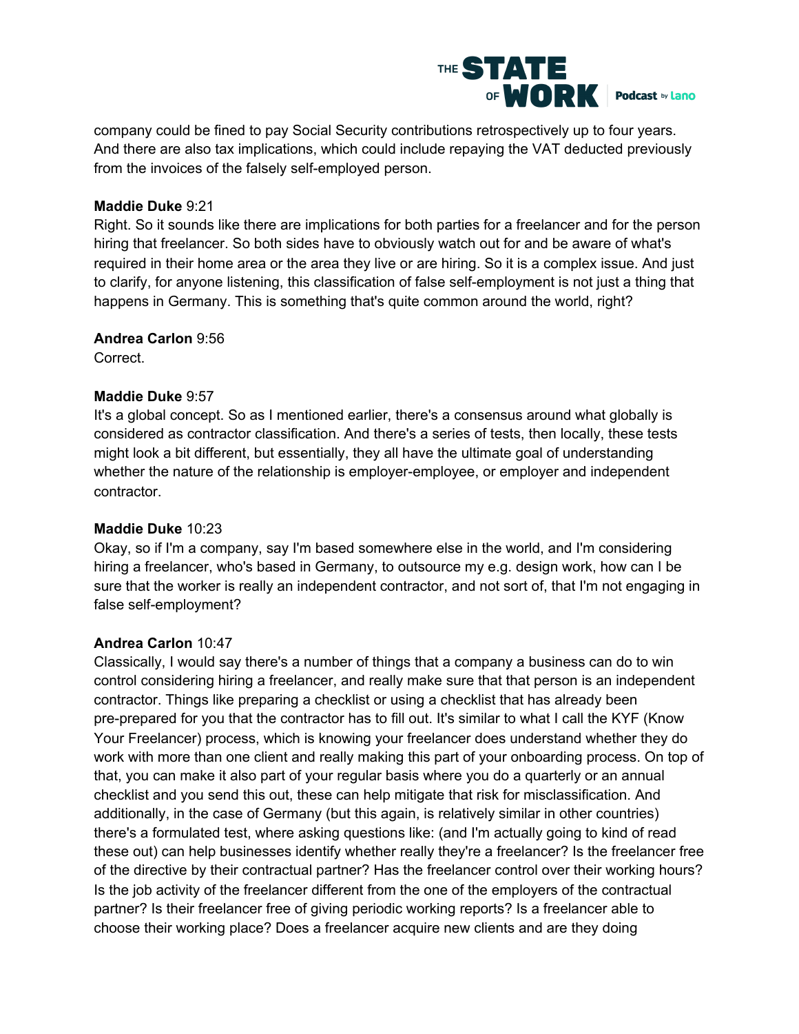company could be fined to pay Social Security contributions retrospectively up to four years. And there are also tax implications, which could include repaying the VAT deducted previously from the invoices of the falsely self-employed person.

**Maddie Duke** 9:21
Right. So it sounds like there are implications for both parties for a freelancer and for the person hiring that freelancer. So both sides have to obviously watch out for and be aware of what's required in their home area or the area they live or are hiring. So it is a complex issue. And just to clarify, for anyone listening, this classification of false self-employment is not just a thing that happens in Germany. This is something that's quite common around the world, right?

**Andrea Carlon** 9:56
Correct.

**Maddie Duke** 9:57
It's a global concept. So as I mentioned earlier, there's a consensus around what globally is considered as contractor classification. And there's a series of tests, then locally, these tests might look a bit different, but essentially, they all have the ultimate goal of understanding whether the nature of the relationship is employer-employee, or employer and independent contractor.

**Maddie Duke** 10:23
Okay, so if I'm a company, say I'm based somewhere else in the world, and I'm considering hiring a freelancer, who's based in Germany, to outsource my e.g. design work, how can I be sure that the worker is really an independent contractor, and not sort of, that I'm not engaging in false self-employment?

**Andrea Carlon** 10:47
Classically, I would say there's a number of things that a company a business can do to win control considering hiring a freelancer, and really make sure that that person is an independent contractor. Things like preparing a checklist or using a checklist that has already been pre-prepared for you that the contractor has to fill out. It's similar to what I call the KYF (Know Your Freelancer) process, which is knowing your freelancer does understand whether they do work with more than one client and really making this part of your onboarding process. On top of that, you can make it also part of your regular basis where you do a quarterly or an annual checklist and you send this out, these can help mitigate that risk for misclassification. And additionally, in the case of Germany (but this again, is relatively similar in other countries) there's a formulated test, where asking questions like: (and I'm actually going to kind of read these out) can help businesses identify whether really they're a freelancer? Is the freelancer free of the directive by their contractual partner? Has the freelancer control over their working hours? Is the job activity of the freelancer different from the one of the employers of the contractual partner? Is their freelancer free of giving periodic working reports? Is a freelancer able to choose their working place? Does a freelancer acquire new clients and are they doing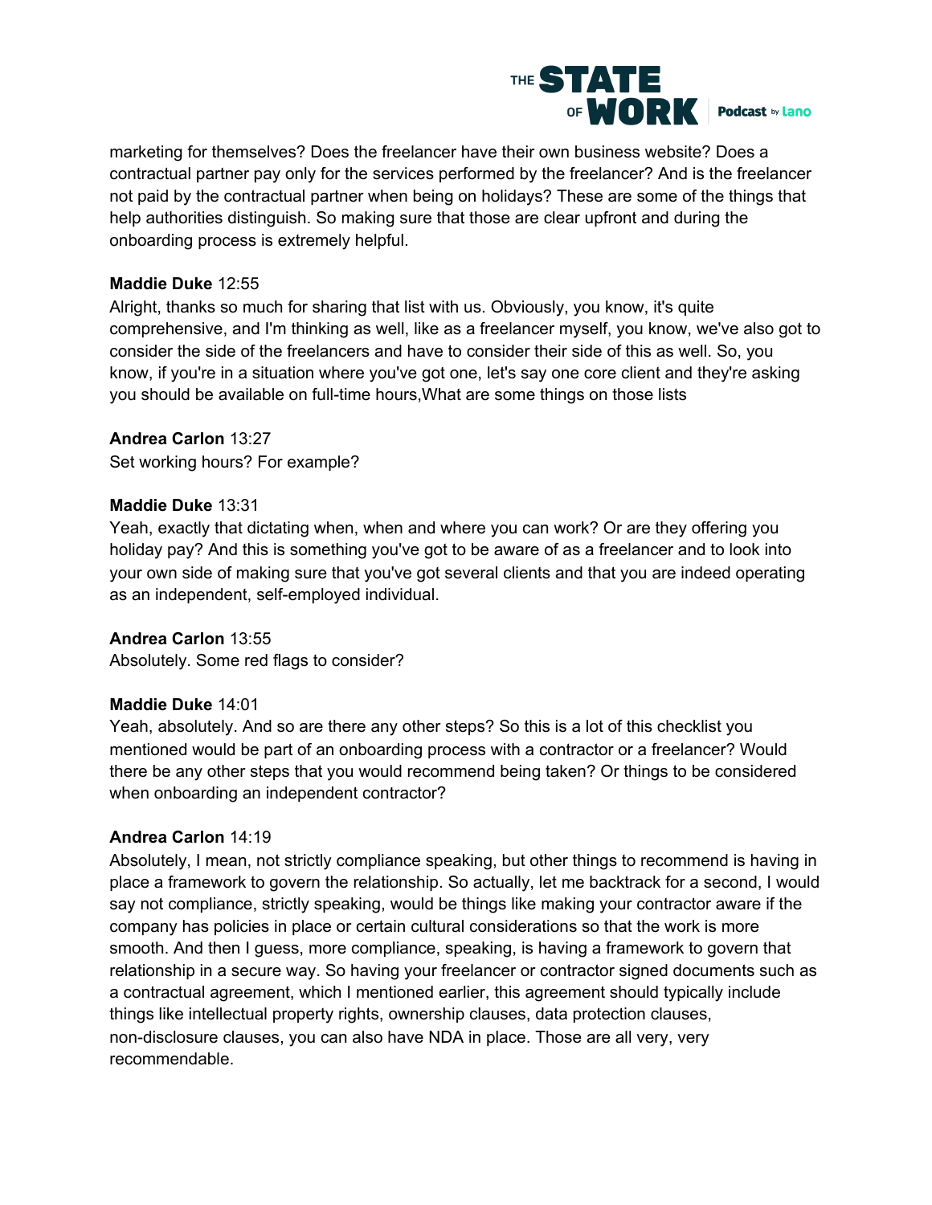marketing for themselves? Does the freelancer have their own business website? Does a contractual partner pay only for the services performed by the freelancer? And is the freelancer not paid by the contractual partner when being on holidays? These are some of the things that help authorities distinguish. So making sure that those are clear upfront and during the onboarding process is extremely helpful.

**Maddie Duke** 12:55
Alright, thanks so much for sharing that list with us. Obviously, you know, it's quite comprehensive, and I'm thinking as well, like as a freelancer myself, you know, we've also got to consider the side of the freelancers and have to consider their side of this as well. So, you know, if you're in a situation where you've got one, let's say one core client and they're asking you should be available on full-time hours,What are some things on those lists

**Andrea Carlon** 13:27
Set working hours? For example?

**Maddie Duke** 13:31
Yeah, exactly that dictating when, when and where you can work? Or are they offering you holiday pay? And this is something you've got to be aware of as a freelancer and to look into your own side of making sure that you've got several clients and that you are indeed operating as an independent, self-employed individual.

**Andrea Carlon** 13:55
Absolutely. Some red flags to consider?

**Maddie Duke** 14:01
Yeah, absolutely. And so are there any other steps? So this is a lot of this checklist you mentioned would be part of an onboarding process with a contractor or a freelancer? Would there be any other steps that you would recommend being taken? Or things to be considered when onboarding an independent contractor?

**Andrea Carlon** 14:19
Absolutely, I mean, not strictly compliance speaking, but other things to recommend is having in place a framework to govern the relationship. So actually, let me backtrack for a second, I would say not compliance, strictly speaking, would be things like making your contractor aware if the company has policies in place or certain cultural considerations so that the work is more smooth. And then I guess, more compliance, speaking, is having a framework to govern that relationship in a secure way. So having your freelancer or contractor signed documents such as a contractual agreement, which I mentioned earlier, this agreement should typically include things like intellectual property rights, ownership clauses, data protection clauses, non-disclosure clauses, you can also have NDA in place. Those are all very, very recommendable.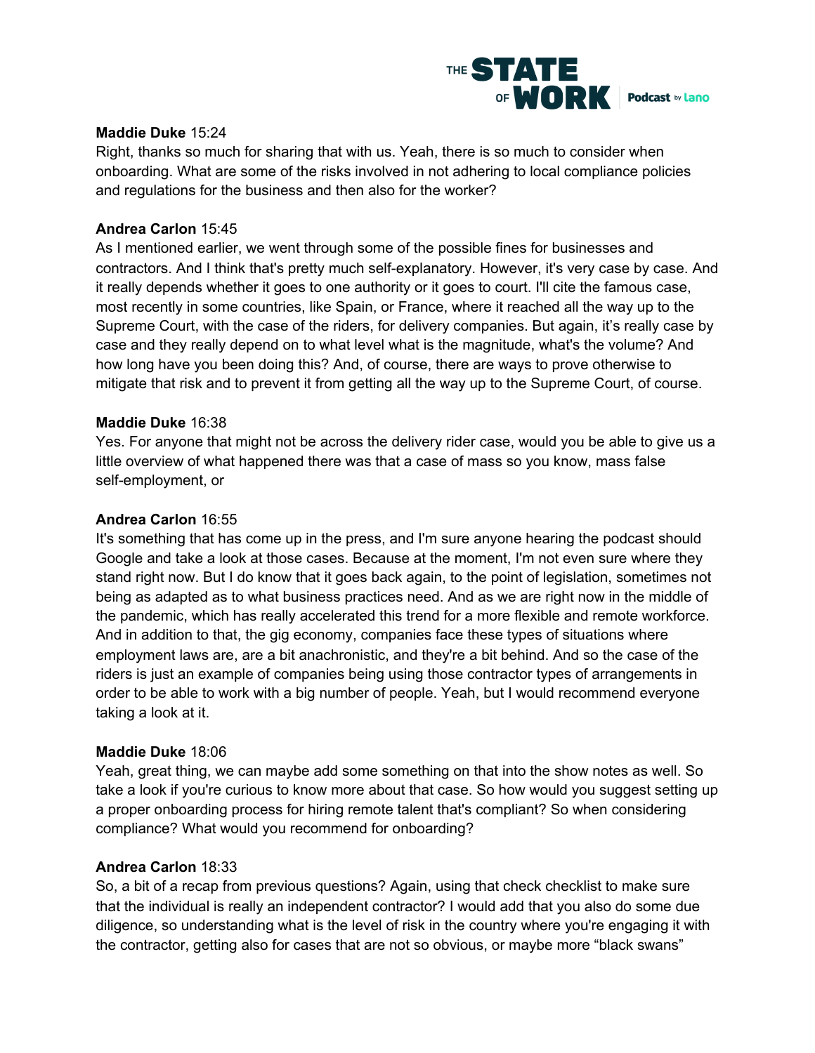**Maddie Duke** 15:24
Right, thanks so much for sharing that with us. Yeah, there is so much to consider when onboarding. What are some of the risks involved in not adhering to local compliance policies and regulations for the business and then also for the worker?

**Andrea Carlon** 15:45
As I mentioned earlier, we went through some of the possible fines for businesses and contractors. And I think that's pretty much self-explanatory. However, it's very case by case. And it really depends whether it goes to one authority or it goes to court. I'll cite the famous case, most recently in some countries, like Spain, or France, where it reached all the way up to the Supreme Court, with the case of the riders, for delivery companies. But again, it's really case by case and they really depend on to what level what is the magnitude, what's the volume? And how long have you been doing this? And, of course, there are ways to prove otherwise to mitigate that risk and to prevent it from getting all the way up to the Supreme Court, of course.

**Maddie Duke** 16:38
Yes. For anyone that might not be across the delivery rider case, would you be able to give us a little overview of what happened there was that a case of mass so you know, mass false self-employment, or

**Andrea Carlon** 16:55
It's something that has come up in the press, and I'm sure anyone hearing the podcast should Google and take a look at those cases. Because at the moment, I'm not even sure where they stand right now. But I do know that it goes back again, to the point of legislation, sometimes not being as adapted as to what business practices need. And as we are right now in the middle of the pandemic, which has really accelerated this trend for a more flexible and remote workforce. And in addition to that, the gig economy, companies face these types of situations where employment laws are, are a bit anachronistic, and they're a bit behind. And so the case of the riders is just an example of companies being using those contractor types of arrangements in order to be able to work with a big number of people. Yeah, but I would recommend everyone taking a look at it.

**Maddie Duke** 18:06
Yeah, great thing, we can maybe add some something on that into the show notes as well. So take a look if you're curious to know more about that case. So how would you suggest setting up a proper onboarding process for hiring remote talent that's compliant? So when considering compliance? What would you recommend for onboarding?

**Andrea Carlon** 18:33
So, a bit of a recap from previous questions? Again, using that check checklist to make sure that the individual is really an independent contractor? I would add that you also do some due diligence, so understanding what is the level of risk in the country where you're engaging it with the contractor, getting also for cases that are not so obvious, or maybe more "black swans"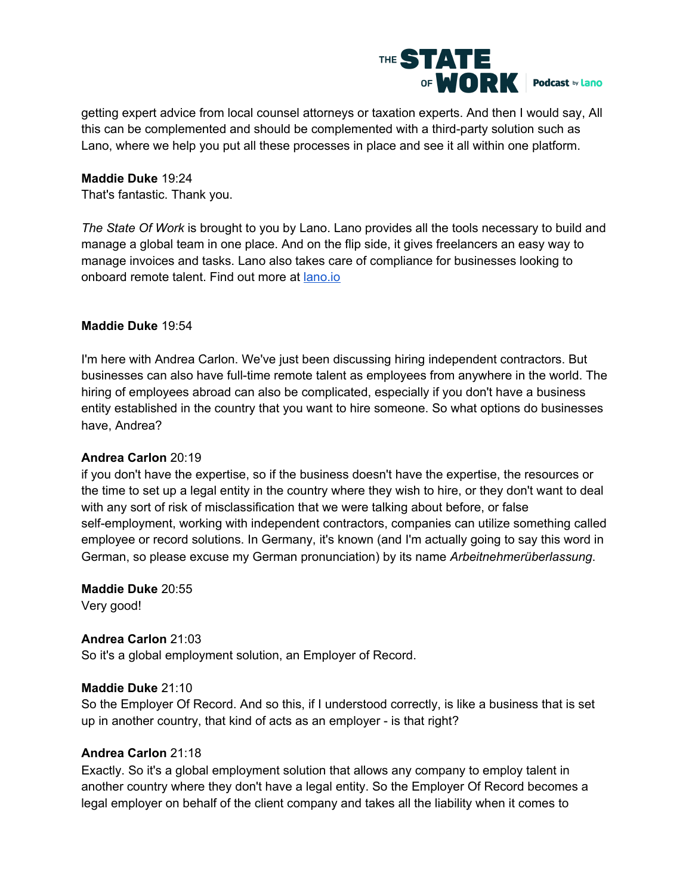getting expert advice from local counsel attorneys or taxation experts. And then I would say, All this can be complemented and should be complemented with a third-party solution such as Lano, where we help you put all these processes in place and see it all within one platform.

**Maddie Duke** 19:24
That's fantastic. Thank you.

*The State Of Work* is brought to you by Lano. Lano provides all the tools necessary to build and manage a global team in one place. And on the flip side, it gives freelancers an easy way to manage invoices and tasks. Lano also takes care of compliance for businesses looking to onboard remote talent. Find out more at [lano.io](lano.io)

**Maddie Duke** 19:54

I'm here with Andrea Carlon. We've just been discussing hiring independent contractors. But businesses can also have full-time remote talent as employees from anywhere in the world. The hiring of employees abroad can also be complicated, especially if you don't have a business entity established in the country that you want to hire someone. So what options do businesses have, Andrea?

**Andrea Carlon** 20:19
if you don't have the expertise, so if the business doesn't have the expertise, the resources or the time to set up a legal entity in the country where they wish to hire, or they don't want to deal with any sort of risk of misclassification that we were talking about before, or false self-employment, working with independent contractors, companies can utilize something called employee or record solutions. In Germany, it's known (and I'm actually going to say this word in German, so please excuse my German pronunciation) by its name *Arbeitnehmerüberlassung*.

**Maddie Duke** 20:55
Very good!

**Andrea Carlon** 21:03
So it's a global employment solution, an Employer of Record.

**Maddie Duke** 21:10
So the Employer Of Record. And so this, if I understood correctly, is like a business that is set up in another country, that kind of acts as an employer - is that right?

**Andrea Carlon** 21:18
Exactly. So it's a global employment solution that allows any company to employ talent in another country where they don't have a legal entity. So the Employer Of Record becomes a legal employer on behalf of the client company and takes all the liability when it comes to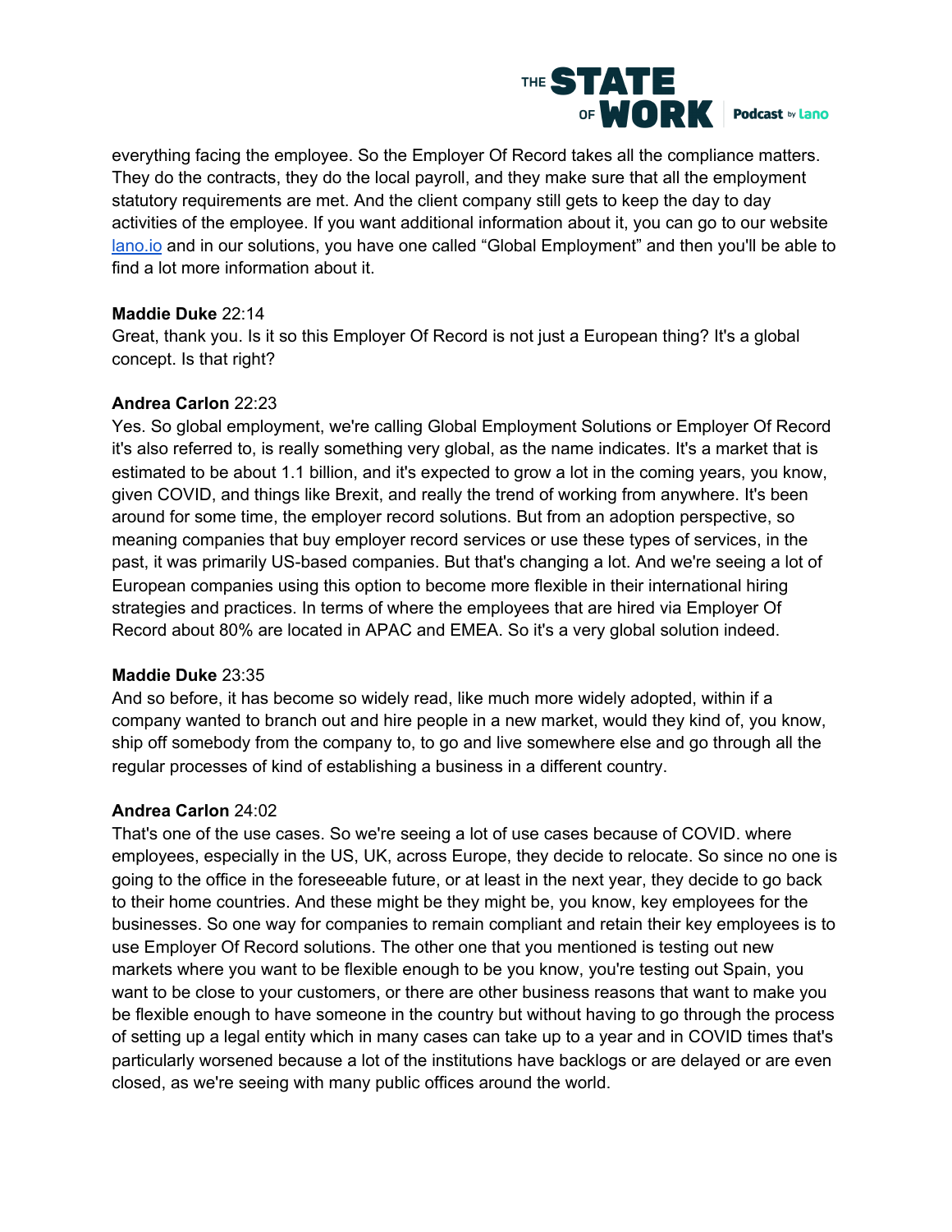everything facing the employee. So the Employer Of Record takes all the compliance matters. They do the contracts, they do the local payroll, and they make sure that all the employment statutory requirements are met. And the client company still gets to keep the day to day activities of the employee. If you want additional information about it, you can go to our website lano.io and in our solutions, you have one called "Global Employment" and then you'll be able to find a lot more information about it.

**Maddie Duke** 22:14
Great, thank you. Is it so this Employer Of Record is not just a European thing? It's a global concept. Is that right?

**Andrea Carlon** 22:23
Yes. So global employment, we're calling Global Employment Solutions or Employer Of Record it's also referred to, is really something very global, as the name indicates. It's a market that is estimated to be about 1.1 billion, and it's expected to grow a lot in the coming years, you know, given COVID, and things like Brexit, and really the trend of working from anywhere. It's been around for some time, the employer record solutions. But from an adoption perspective, so meaning companies that buy employer record services or use these types of services, in the past, it was primarily US-based companies. But that's changing a lot. And we're seeing a lot of European companies using this option to become more flexible in their international hiring strategies and practices. In terms of where the employees that are hired via Employer Of Record about 80% are located in APAC and EMEA. So it's a very global solution indeed.

**Maddie Duke** 23:35
And so before, it has become so widely read, like much more widely adopted, within if a company wanted to branch out and hire people in a new market, would they kind of, you know, ship off somebody from the company to, to go and live somewhere else and go through all the regular processes of kind of establishing a business in a different country.

**Andrea Carlon** 24:02
That's one of the use cases. So we're seeing a lot of use cases because of COVID. where employees, especially in the US, UK, across Europe, they decide to relocate. So since no one is going to the office in the foreseeable future, or at least in the next year, they decide to go back to their home countries. And these might be they might be, you know, key employees for the businesses. So one way for companies to remain compliant and retain their key employees is to use Employer Of Record solutions. The other one that you mentioned is testing out new markets where you want to be flexible enough to be you know, you're testing out Spain, you want to be close to your customers, or there are other business reasons that want to make you be flexible enough to have someone in the country but without having to go through the process of setting up a legal entity which in many cases can take up to a year and in COVID times that's particularly worsened because a lot of the institutions have backlogs or are delayed or are even closed, as we're seeing with many public offices around the world.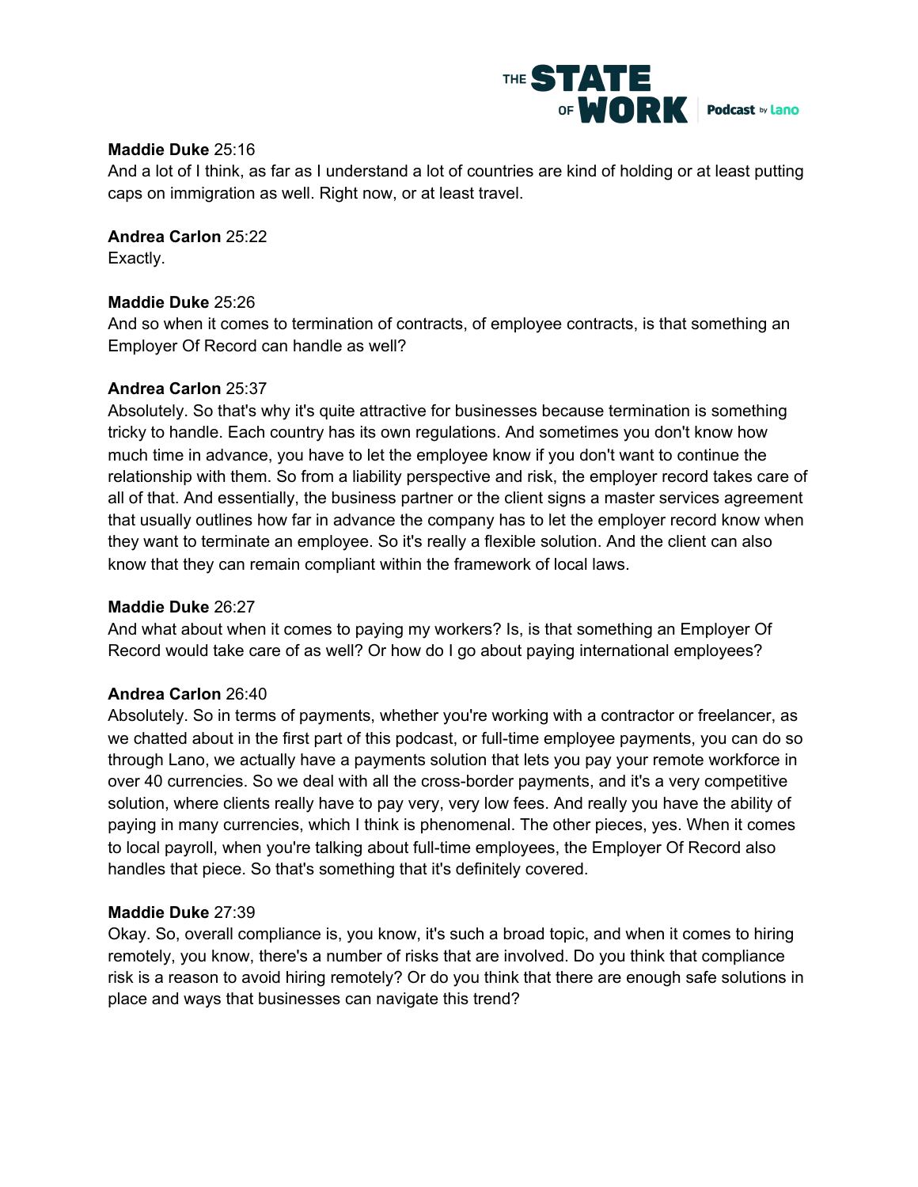**Maddie Duke** 25:16
And a lot of I think, as far as I understand a lot of countries are kind of holding or at least putting caps on immigration as well. Right now, or at least travel.

**Andrea Carlon** 25:22
Exactly.

**Maddie Duke** 25:26
And so when it comes to termination of contracts, of employee contracts, is that something an Employer Of Record can handle as well?

**Andrea Carlon** 25:37
Absolutely. So that's why it's quite attractive for businesses because termination is something tricky to handle. Each country has its own regulations. And sometimes you don't know how much time in advance, you have to let the employee know if you don't want to continue the relationship with them. So from a liability perspective and risk, the employer record takes care of all of that. And essentially, the business partner or the client signs a master services agreement that usually outlines how far in advance the company has to let the employer record know when they want to terminate an employee. So it's really a flexible solution. And the client can also know that they can remain compliant within the framework of local laws.

**Maddie Duke** 26:27
And what about when it comes to paying my workers? Is, is that something an Employer Of Record would take care of as well? Or how do I go about paying international employees?

**Andrea Carlon** 26:40
Absolutely. So in terms of payments, whether you're working with a contractor or freelancer, as we chatted about in the first part of this podcast, or full-time employee payments, you can do so through Lano, we actually have a payments solution that lets you pay your remote workforce in over 40 currencies. So we deal with all the cross-border payments, and it's a very competitive solution, where clients really have to pay very, very low fees. And really you have the ability of paying in many currencies, which I think is phenomenal. The other pieces, yes. When it comes to local payroll, when you're talking about full-time employees, the Employer Of Record also handles that piece. So that's something that it's definitely covered.

**Maddie Duke** 27:39
Okay. So, overall compliance is, you know, it's such a broad topic, and when it comes to hiring remotely, you know, there's a number of risks that are involved. Do you think that compliance risk is a reason to avoid hiring remotely? Or do you think that there are enough safe solutions in place and ways that businesses can navigate this trend?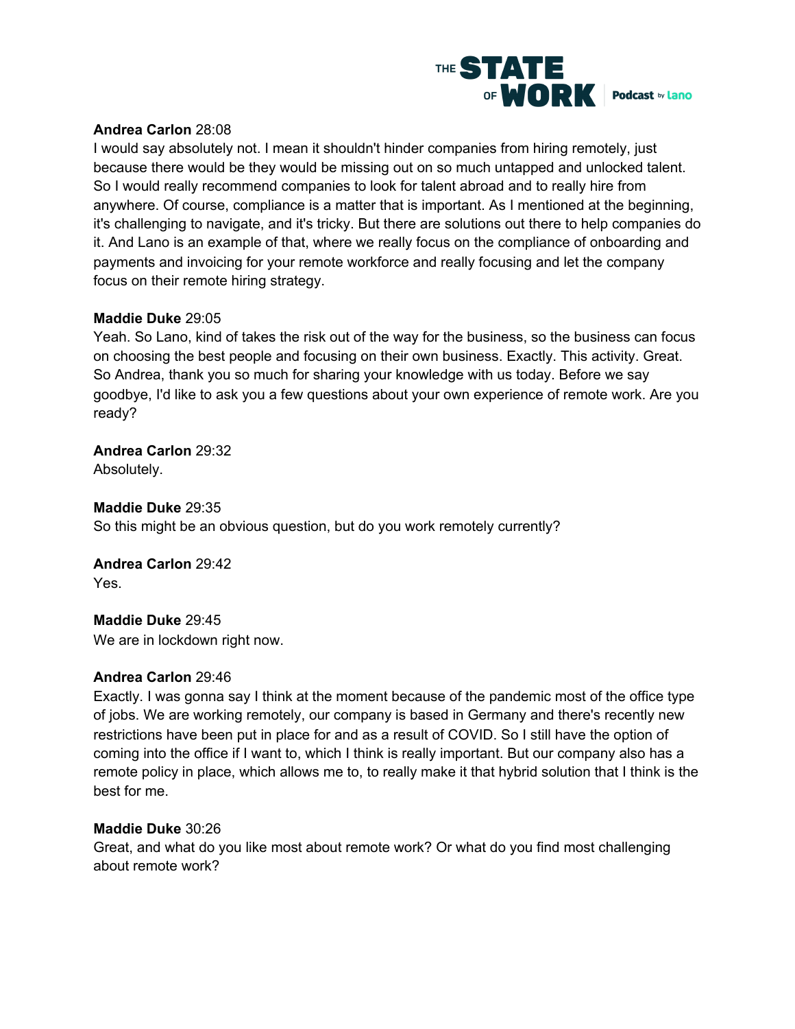**Andrea Carlon** 28:08
I would say absolutely not. I mean it shouldn't hinder companies from hiring remotely, just because there would be they would be missing out on so much untapped and unlocked talent. So I would really recommend companies to look for talent abroad and to really hire from anywhere. Of course, compliance is a matter that is important. As I mentioned at the beginning, it's challenging to navigate, and it's tricky. But there are solutions out there to help companies do it. And Lano is an example of that, where we really focus on the compliance of onboarding and payments and invoicing for your remote workforce and really focusing and let the company focus on their remote hiring strategy.

**Maddie Duke** 29:05
Yeah. So Lano, kind of takes the risk out of the way for the business, so the business can focus on choosing the best people and focusing on their own business. Exactly. This activity. Great. So Andrea, thank you so much for sharing your knowledge with us today. Before we say goodbye, I'd like to ask you a few questions about your own experience of remote work. Are you ready?

**Andrea Carlon** 29:32
Absolutely.

**Maddie Duke** 29:35
So this might be an obvious question, but do you work remotely currently?

**Andrea Carlon** 29:42
Yes.

**Maddie Duke** 29:45
We are in lockdown right now.

**Andrea Carlon** 29:46
Exactly. I was gonna say I think at the moment because of the pandemic most of the office type of jobs. We are working remotely, our company is based in Germany and there's recently new restrictions have been put in place for and as a result of COVID. So I still have the option of coming into the office if I want to, which I think is really important. But our company also has a remote policy in place, which allows me to, to really make it that hybrid solution that I think is the best for me.

**Maddie Duke** 30:26
Great, and what do you like most about remote work? Or what do you find most challenging about remote work?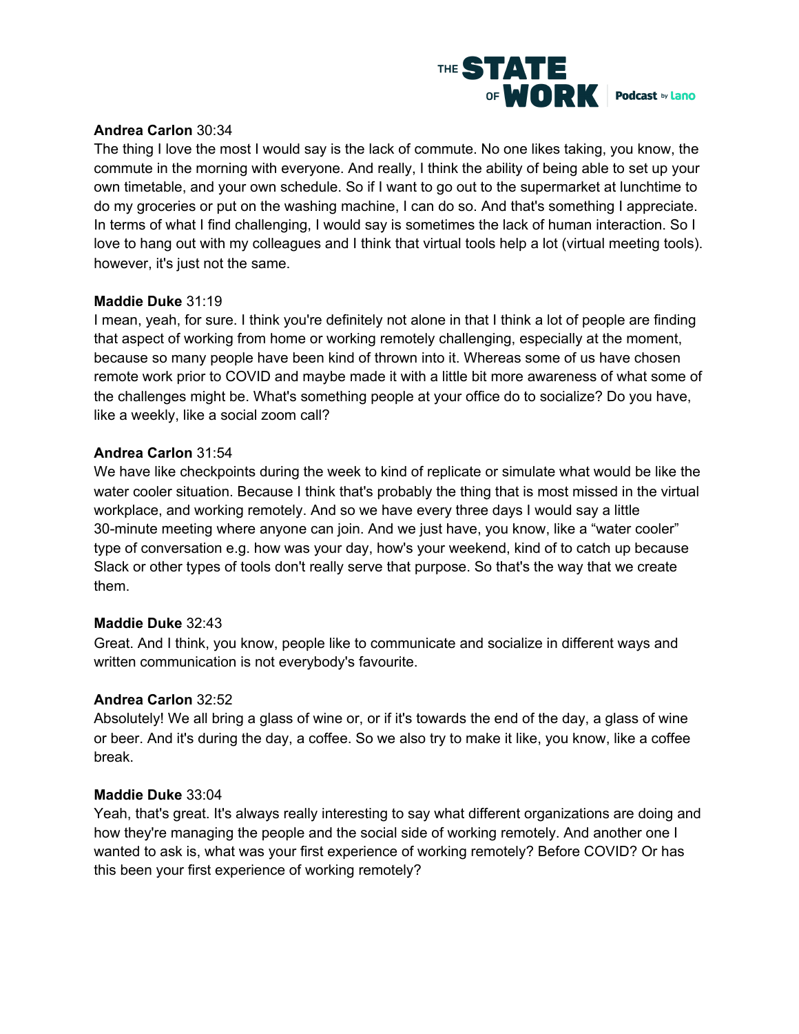**Andrea Carlon** 30:34
The thing I love the most I would say is the lack of commute. No one likes taking, you know, the commute in the morning with everyone. And really, I think the ability of being able to set up your own timetable, and your own schedule. So if I want to go out to the supermarket at lunchtime to do my groceries or put on the washing machine, I can do so. And that's something I appreciate. In terms of what I find challenging, I would say is sometimes the lack of human interaction. So I love to hang out with my colleagues and I think that virtual tools help a lot (virtual meeting tools). however, it's just not the same.

**Maddie Duke** 31:19
I mean, yeah, for sure. I think you're definitely not alone in that I think a lot of people are finding that aspect of working from home or working remotely challenging, especially at the moment, because so many people have been kind of thrown into it. Whereas some of us have chosen remote work prior to COVID and maybe made it with a little bit more awareness of what some of the challenges might be. What's something people at your office do to socialize? Do you have, like a weekly, like a social zoom call?

**Andrea Carlon** 31:54
We have like checkpoints during the week to kind of replicate or simulate what would be like the water cooler situation. Because I think that's probably the thing that is most missed in the virtual workplace, and working remotely. And so we have every three days I would say a little 30-minute meeting where anyone can join. And we just have, you know, like a "water cooler" type of conversation e.g. how was your day, how's your weekend, kind of to catch up because Slack or other types of tools don't really serve that purpose. So that's the way that we create them.

**Maddie Duke** 32:43
Great. And I think, you know, people like to communicate and socialize in different ways and written communication is not everybody's favourite.

**Andrea Carlon** 32:52
Absolutely! We all bring a glass of wine or, or if it's towards the end of the day, a glass of wine or beer. And it's during the day, a coffee. So we also try to make it like, you know, like a coffee break.

**Maddie Duke** 33:04
Yeah, that's great. It's always really interesting to say what different organizations are doing and how they're managing the people and the social side of working remotely. And another one I wanted to ask is, what was your first experience of working remotely? Before COVID? Or has this been your first experience of working remotely?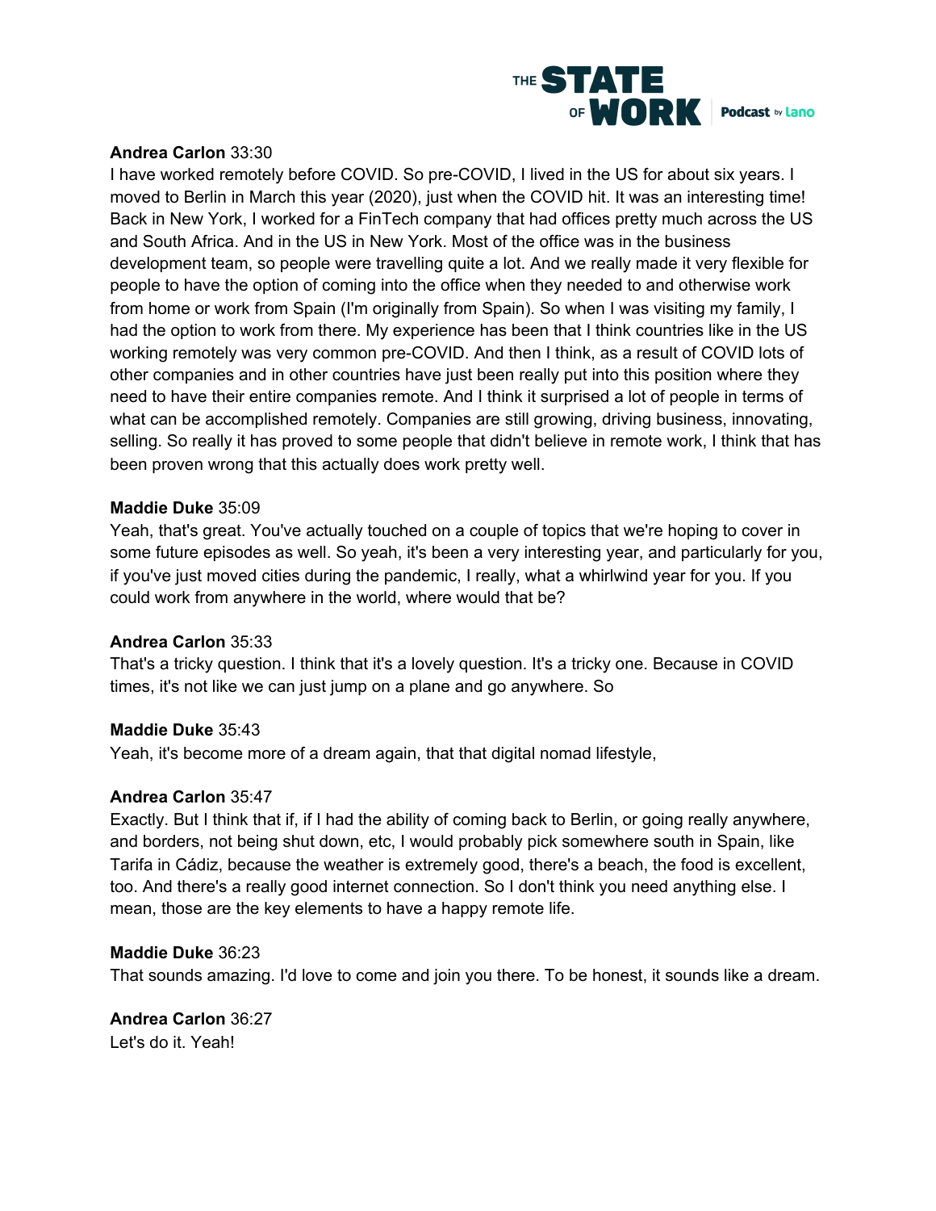**Andrea Carlon** 33:30
I have worked remotely before COVID. So pre-COVID, I lived in the US for about six years. I moved to Berlin in March this year (2020), just when the COVID hit. It was an interesting time! Back in New York, I worked for a FinTech company that had offices pretty much across the US and South Africa. And in the US in New York. Most of the office was in the business development team, so people were travelling quite a lot. And we really made it very flexible for people to have the option of coming into the office when they needed to and otherwise work from home or work from Spain (I'm originally from Spain). So when I was visiting my family, I had the option to work from there. My experience has been that I think countries like in the US working remotely was very common pre-COVID. And then I think, as a result of COVID lots of other companies and in other countries have just been really put into this position where they need to have their entire companies remote. And I think it surprised a lot of people in terms of what can be accomplished remotely. Companies are still growing, driving business, innovating, selling. So really it has proved to some people that didn't believe in remote work, I think that has been proven wrong that this actually does work pretty well.

**Maddie Duke** 35:09
Yeah, that's great. You've actually touched on a couple of topics that we're hoping to cover in some future episodes as well. So yeah, it's been a very interesting year, and particularly for you, if you've just moved cities during the pandemic, I really, what a whirlwind year for you. If you could work from anywhere in the world, where would that be?

**Andrea Carlon** 35:33
That's a tricky question. I think that it's a lovely question. It's a tricky one. Because in COVID times, it's not like we can just jump on a plane and go anywhere. So

**Maddie Duke** 35:43
Yeah, it's become more of a dream again, that that digital nomad lifestyle,

**Andrea Carlon** 35:47
Exactly. But I think that if, if I had the ability of coming back to Berlin, or going really anywhere, and borders, not being shut down, etc, I would probably pick somewhere south in Spain, like Tarifa in Cádiz, because the weather is extremely good, there's a beach, the food is excellent, too. And there's a really good internet connection. So I don't think you need anything else. I mean, those are the key elements to have a happy remote life.

**Maddie Duke** 36:23
That sounds amazing. I'd love to come and join you there. To be honest, it sounds like a dream.

**Andrea Carlon** 36:27
Let's do it. Yeah!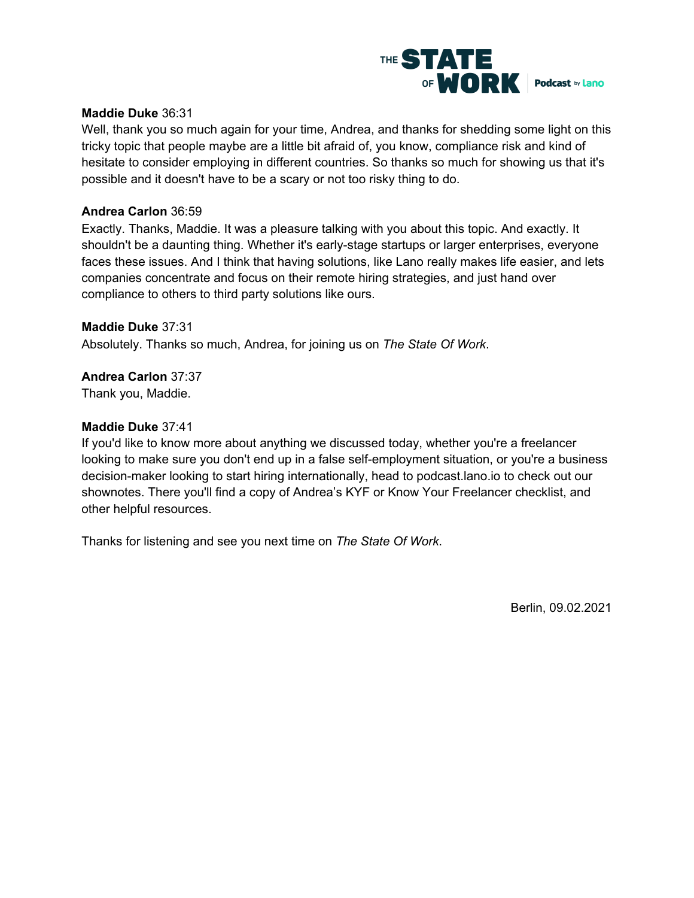**Maddie Duke** 36:31
Well, thank you so much again for your time, Andrea, and thanks for shedding some light on this tricky topic that people maybe are a little bit afraid of, you know, compliance risk and kind of hesitate to consider employing in different countries. So thanks so much for showing us that it's possible and it doesn't have to be a scary or not too risky thing to do.

**Andrea Carlon** 36:59
Exactly. Thanks, Maddie. It was a pleasure talking with you about this topic. And exactly. It shouldn't be a daunting thing. Whether it's early-stage startups or larger enterprises, everyone faces these issues. And I think that having solutions, like Lano really makes life easier, and lets companies concentrate and focus on their remote hiring strategies, and just hand over compliance to others to third party solutions like ours.

**Maddie Duke** 37:31
Absolutely. Thanks so much, Andrea, for joining us on *The State Of Work*.

**Andrea Carlon** 37:37
Thank you, Maddie.

**Maddie Duke** 37:41
If you'd like to know more about anything we discussed today, whether you're a freelancer looking to make sure you don't end up in a false self-employment situation, or you're a business decision-maker looking to start hiring internationally, head to podcast.lano.io to check out our shownotes. There you'll find a copy of Andrea's KYF or Know Your Freelancer checklist, and other helpful resources.

Thanks for listening and see you next time on *The State Of Work*.

Berlin, 09.02.2021